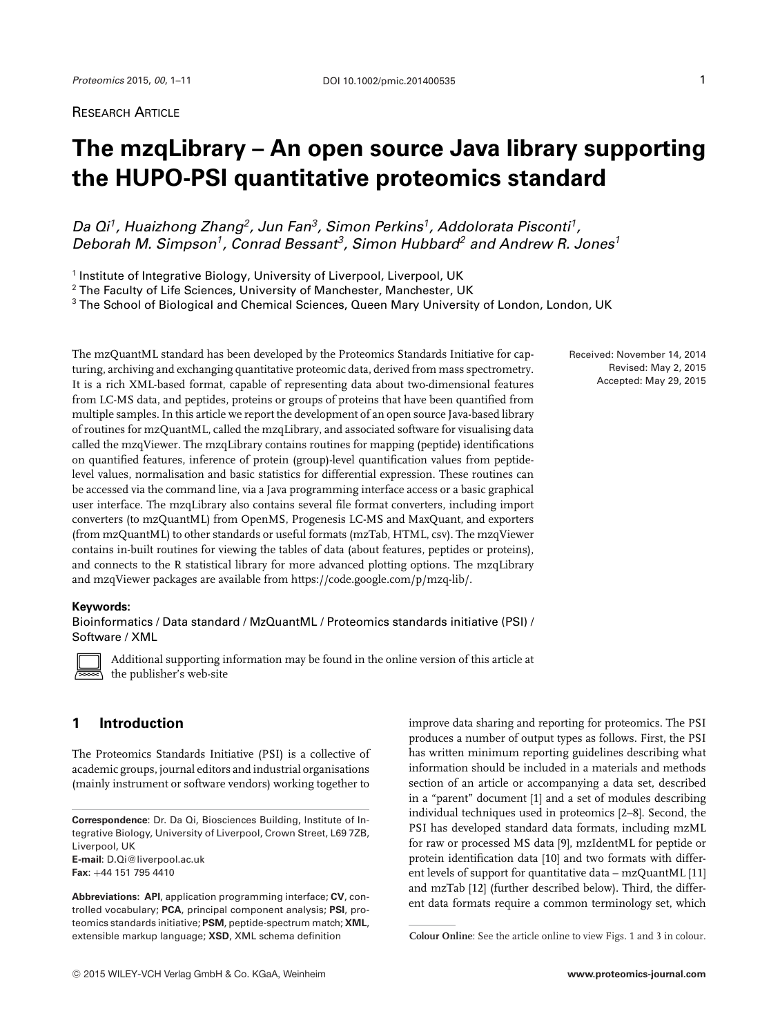RESEARCH ARTICLE

# The mzqLibrary – An open source Java library supporting the HUPO-PSI quantitative proteomics standard

*Da Qi[1], Huaizhong Zhang[2], Jun Fan[3], Simon Perkins[1], Addolorata Pisconti[1], Deborah M. Simpson[1], Conrad Bessant[3], Simon Hubbard[2] and Andrew R. Jones[1]*

[1] Institute of Integrative Biology, University of Liverpool, Liverpool, UK
[2] The Faculty of Life Sciences, University of Manchester, Manchester, UK
[3] The School of Biological and Chemical Sciences, Queen Mary University of London, London, UK

The mzQuantML standard has been developed by the Proteomics Standards Initiative for capturing, archiving and exchanging quantitative proteomic data, derived from mass spectrometry. It is a rich XML-based format, capable of representing data about two-dimensional features from LC-MS data, and peptides, proteins or groups of proteins that have been quantified from multiple samples. In this article we report the development of an open source Java-based library of routines for mzQuantML, called the mzqLibrary, and associated software for visualising data called the mzqViewer. The mzqLibrary contains routines for mapping (peptide) identifications on quantified features, inference of protein (group)-level quantification values from peptide-level values, normalisation and basic statistics for differential expression. These routines can be accessed via the command line, via a Java programming interface access or a basic graphical user interface. The mzqLibrary also contains several file format converters, including import converters (to mzQuantML) from OpenMS, Progenesis LC-MS and MaxQuant, and exporters (from mzQuantML) to other standards or useful formats (mzTab, HTML, csv). The mzqViewer contains in-built routines for viewing the tables of data (about features, peptides or proteins), and connects to the R statistical library for more advanced plotting options. The mzqLibrary and mzqViewer packages are available from https://code.google.com/p/mzq-lib/.

Received: November 14, 2014
Revised: May 2, 2015
Accepted: May 29, 2015

**Keywords:**
Bioinformatics / Data standard / MzQuantML / Proteomics standards initiative (PSI) / Software / XML

Additional supporting information may be found in the online version of this article at the publisher's web-site

## 1 Introduction

The Proteomics Standards Initiative (PSI) is a collective of academic groups, journal editors and industrial organisations (mainly instrument or software vendors) working together to improve data sharing and reporting for proteomics. The PSI produces a number of output types as follows. First, the PSI has written minimum reporting guidelines describing what information should be included in a materials and methods section of an article or accompanying a data set, described in a "parent" document [1] and a set of modules describing individual techniques used in proteomics [2–8]. Second, the PSI has developed standard data formats, including mzML for raw or processed MS data [9], mzIdentML for peptide or protein identification data [10] and two formats with different levels of support for quantitative data – mzQuantML [11] and mzTab [12] (further described below). Third, the different data formats require a common terminology set, which

**Correspondence**: Dr. Da Qi, Biosciences Building, Institute of Integrative Biology, University of Liverpool, Crown Street, L69 7ZB, Liverpool, UK
**E-mail**: D.Qi@liverpool.ac.uk
**Fax**: +44 151 795 4410

**Abbreviations: API**, application programming interface; **CV**, controlled vocabulary; **PCA**, principal component analysis; **PSI**, proteomics standards initiative; **PSM**, peptide-spectrum match; **XML**, extensible markup language; **XSD**, XML schema definition

**Colour Online**: See the article online to view Figs. 1 and 3 in colour.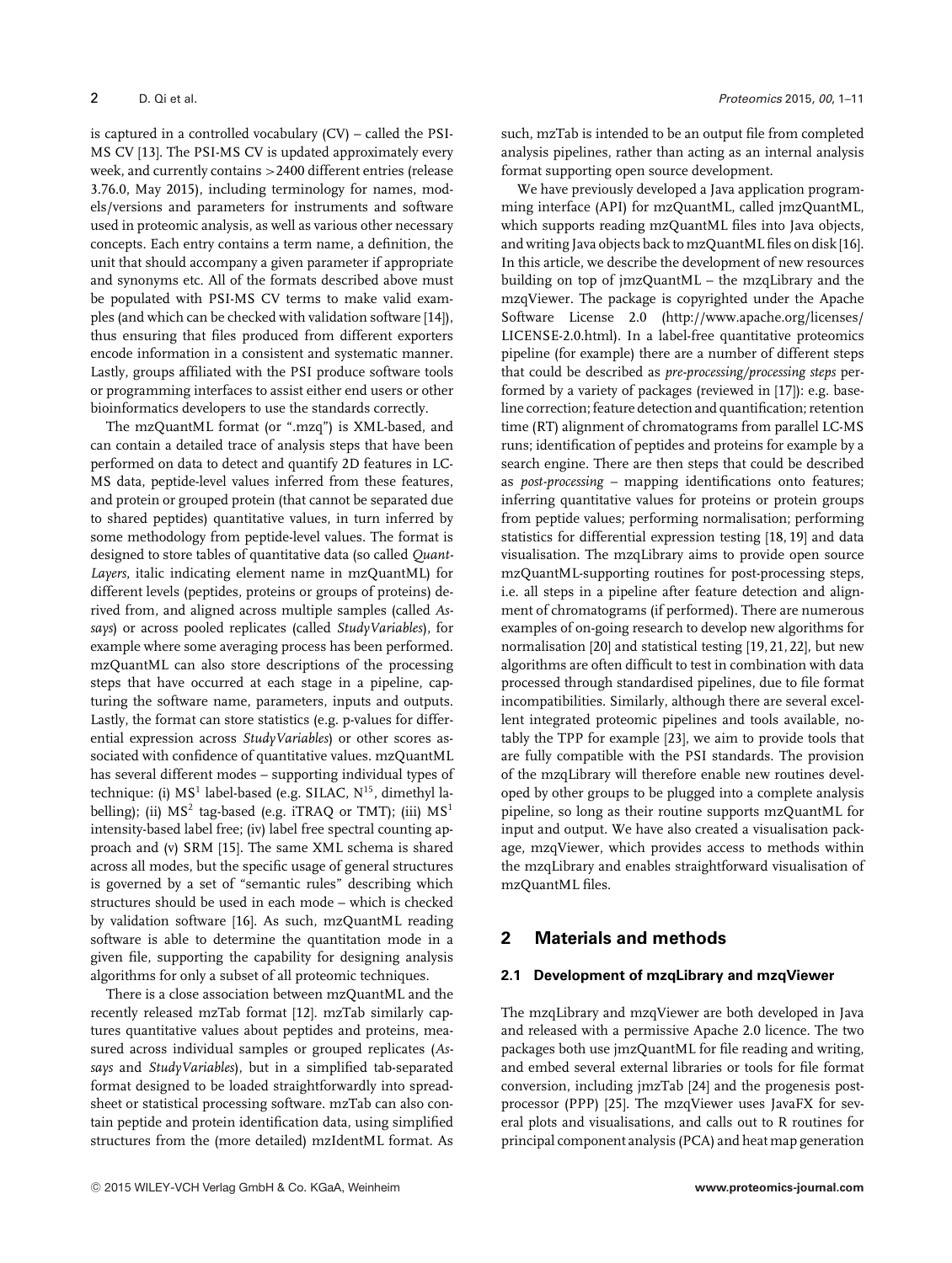is captured in a controlled vocabulary (CV) – called the PSI-MS CV [13]. The PSI-MS CV is updated approximately every week, and currently contains >2400 different entries (release 3.76.0, May 2015), including terminology for names, models/versions and parameters for instruments and software used in proteomic analysis, as well as various other necessary concepts. Each entry contains a term name, a definition, the unit that should accompany a given parameter if appropriate and synonyms etc. All of the formats described above must be populated with PSI-MS CV terms to make valid examples (and which can be checked with validation software [14]), thus ensuring that files produced from different exporters encode information in a consistent and systematic manner. Lastly, groups affiliated with the PSI produce software tools or programming interfaces to assist either end users or other bioinformatics developers to use the standards correctly.

The mzQuantML format (or ".mzq") is XML-based, and can contain a detailed trace of analysis steps that have been performed on data to detect and quantify 2D features in LC-MS data, peptide-level values inferred from these features, and protein or grouped protein (that cannot be separated due to shared peptides) quantitative values, in turn inferred by some methodology from peptide-level values. The format is designed to store tables of quantitative data (so called *QuantLayers*, italic indicating element name in mzQuantML) for different levels (peptides, proteins or groups of proteins) derived from, and aligned across multiple samples (called *Assays*) or across pooled replicates (called *StudyVariables*), for example where some averaging process has been performed. mzQuantML can also store descriptions of the processing steps that have occurred at each stage in a pipeline, capturing the software name, parameters, inputs and outputs. Lastly, the format can store statistics (e.g. p-values for differential expression across *StudyVariables*) or other scores associated with confidence of quantitative values. mzQuantML has several different modes – supporting individual types of technique: (i) $MS^1$ label-based (e.g. SILAC, $N^{15}$, dimethyl labelling); (ii) $MS^2$ tag-based (e.g. iTRAQ or TMT); (iii) $MS^1$ intensity-based label free; (iv) label free spectral counting approach and (v) SRM [15]. The same XML schema is shared across all modes, but the specific usage of general structures is governed by a set of "semantic rules" describing which structures should be used in each mode – which is checked by validation software [16]. As such, mzQuantML reading software is able to determine the quantitation mode in a given file, supporting the capability for designing analysis algorithms for only a subset of all proteomic techniques.

There is a close association between mzQuantML and the recently released mzTab format [12]. mzTab similarly captures quantitative values about peptides and proteins, measured across individual samples or grouped replicates (*Assays* and *StudyVariables*), but in a simplified tab-separated format designed to be loaded straightforwardly into spreadsheet or statistical processing software. mzTab can also contain peptide and protein identification data, using simplified structures from the (more detailed) mzIdentML format. As such, mzTab is intended to be an output file from completed analysis pipelines, rather than acting as an internal analysis format supporting open source development.

We have previously developed a Java application programming interface (API) for mzQuantML, called jmzQuantML, which supports reading mzQuantML files into Java objects, and writing Java objects back to mzQuantML files on disk [16]. In this article, we describe the development of new resources building on top of jmzQuantML – the mzqLibrary and the mzqViewer. The package is copyrighted under the Apache Software License 2.0 (http://www.apache.org/licenses/LICENSE-2.0.html). In a label-free quantitative proteomics pipeline (for example) there are a number of different steps that could be described as *pre-processing/processing steps* performed by a variety of packages (reviewed in [17]): e.g. baseline correction; feature detection and quantification; retention time (RT) alignment of chromatograms from parallel LC-MS runs; identification of peptides and proteins for example by a search engine. There are then steps that could be described as *post-processing* – mapping identifications onto features; inferring quantitative values for proteins or protein groups from peptide values; performing normalisation; performing statistics for differential expression testing [18, 19] and data visualisation. The mzqLibrary aims to provide open source mzQuantML-supporting routines for post-processing steps, i.e. all steps in a pipeline after feature detection and alignment of chromatograms (if performed). There are numerous examples of on-going research to develop new algorithms for normalisation [20] and statistical testing [19, 21, 22], but new algorithms are often difficult to test in combination with data processed through standardised pipelines, due to file format incompatibilities. Similarly, although there are several excellent integrated proteomic pipelines and tools available, notably the TPP for example [23], we aim to provide tools that are fully compatible with the PSI standards. The provision of the mzqLibrary will therefore enable new routines developed by other groups to be plugged into a complete analysis pipeline, so long as their routine supports mzQuantML for input and output. We have also created a visualisation package, mzqViewer, which provides access to methods within the mzqLibrary and enables straightforward visualisation of mzQuantML files.

## 2 Materials and methods

### 2.1 Development of mzqLibrary and mzqViewer

The mzqLibrary and mzqViewer are both developed in Java and released with a permissive Apache 2.0 licence. The two packages both use jmzQuantML for file reading and writing, and embed several external libraries or tools for file format conversion, including jmzTab [24] and the progenesis post-processor (PPP) [25]. The mzqViewer uses JavaFX for several plots and visualisations, and calls out to R routines for principal component analysis (PCA) and heat map generation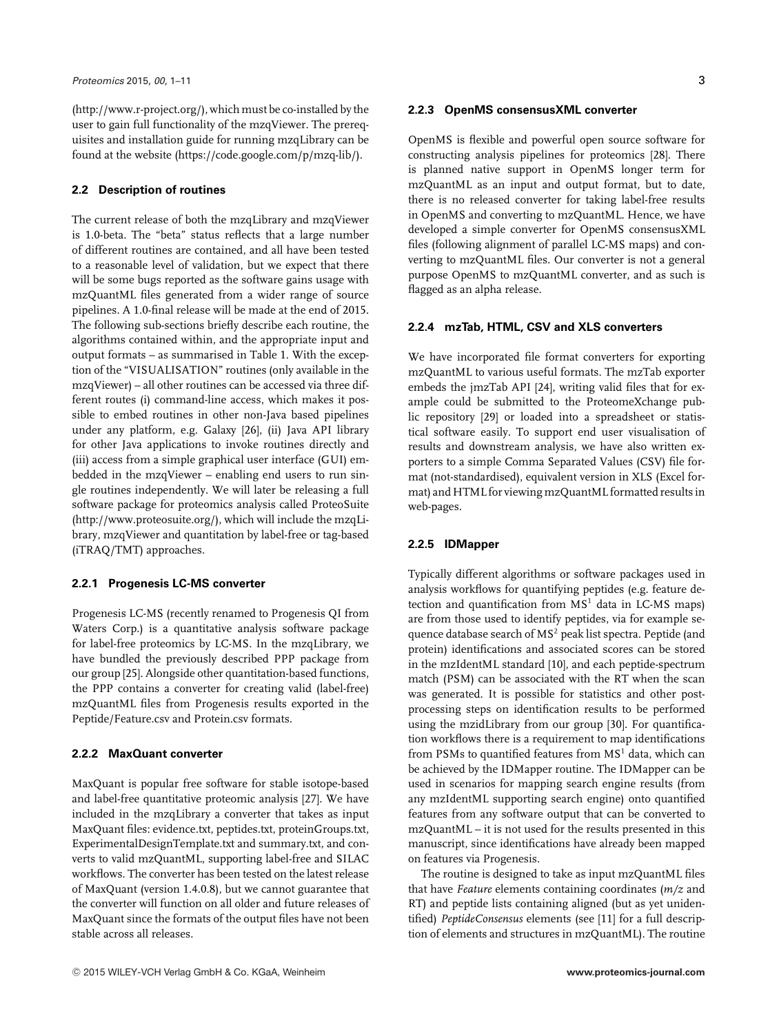(http://www.r-project.org/), which must be co-installed by the user to gain full functionality of the mzqViewer. The prerequisites and installation guide for running mzqLibrary can be found at the website (https://code.google.com/p/mzq-lib/).

### 2.2 Description of routines

The current release of both the mzqLibrary and mzqViewer is 1.0-beta. The "beta" status reflects that a large number of different routines are contained, and all have been tested to a reasonable level of validation, but we expect that there will be some bugs reported as the software gains usage with mzQuantML files generated from a wider range of source pipelines. A 1.0-final release will be made at the end of 2015. The following sub-sections briefly describe each routine, the algorithms contained within, and the appropriate input and output formats – as summarised in Table 1. With the exception of the "VISUALISATION" routines (only available in the mzqViewer) – all other routines can be accessed via three different routes (i) command-line access, which makes it possible to embed routines in other non-Java based pipelines under any platform, e.g. Galaxy [26], (ii) Java API library for other Java applications to invoke routines directly and (iii) access from a simple graphical user interface (GUI) embedded in the mzqViewer – enabling end users to run single routines independently. We will later be releasing a full software package for proteomics analysis called ProteoSuite (http://www.proteosuite.org/), which will include the mzqLibrary, mzqViewer and quantitation by label-free or tag-based (iTRAQ/TMT) approaches.

#### 2.2.1 Progenesis LC-MS converter

Progenesis LC-MS (recently renamed to Progenesis QI from Waters Corp.) is a quantitative analysis software package for label-free proteomics by LC-MS. In the mzqLibrary, we have bundled the previously described PPP package from our group [25]. Alongside other quantitation-based functions, the PPP contains a converter for creating valid (label-free) mzQuantML files from Progenesis results exported in the Peptide/Feature.csv and Protein.csv formats.

#### 2.2.2 MaxQuant converter

MaxQuant is popular free software for stable isotope-based and label-free quantitative proteomic analysis [27]. We have included in the mzqLibrary a converter that takes as input MaxQuant files: evidence.txt, peptides.txt, proteinGroups.txt, ExperimentalDesignTemplate.txt and summary.txt, and converts to valid mzQuantML, supporting label-free and SILAC workflows. The converter has been tested on the latest release of MaxQuant (version 1.4.0.8), but we cannot guarantee that the converter will function on all older and future releases of MaxQuant since the formats of the output files have not been stable across all releases.

#### 2.2.3 OpenMS consensusXML converter

OpenMS is flexible and powerful open source software for constructing analysis pipelines for proteomics [28]. There is planned native support in OpenMS longer term for mzQuantML as an input and output format, but to date, there is no released converter for taking label-free results in OpenMS and converting to mzQuantML. Hence, we have developed a simple converter for OpenMS consensusXML files (following alignment of parallel LC-MS maps) and converting to mzQuantML files. Our converter is not a general purpose OpenMS to mzQuantML converter, and as such is flagged as an alpha release.

#### 2.2.4 mzTab, HTML, CSV and XLS converters

We have incorporated file format converters for exporting mzQuantML to various useful formats. The mzTab exporter embeds the jmzTab API [24], writing valid files that for example could be submitted to the ProteomeXchange public repository [29] or loaded into a spreadsheet or statistical software easily. To support end user visualisation of results and downstream analysis, we have also written exporters to a simple Comma Separated Values (CSV) file format (not-standardised), equivalent version in XLS (Excel format) and HTML for viewing mzQuantML formatted results in web-pages.

#### 2.2.5 IDMapper

Typically different algorithms or software packages used in analysis workflows for quantifying peptides (e.g. feature detection and quantification from $MS^1$ data in LC-MS maps) are from those used to identify peptides, via for example sequence database search of $MS^2$ peak list spectra. Peptide (and protein) identifications and associated scores can be stored in the mzIdentML standard [10], and each peptide-spectrum match (PSM) can be associated with the RT when the scan was generated. It is possible for statistics and other post-processing steps on identification results to be performed using the mzidLibrary from our group [30]. For quantification workflows there is a requirement to map identifications from PSMs to quantified features from $MS^1$ data, which can be achieved by the IDMapper routine. The IDMapper can be used in scenarios for mapping search engine results (from any mzIdentML supporting search engine) onto quantified features from any software output that can be converted to mzQuantML – it is not used for the results presented in this manuscript, since identifications have already been mapped on features via Progenesis.

The routine is designed to take as input mzQuantML files that have *Feature* elements containing coordinates ($m/z$ and RT) and peptide lists containing aligned (but as yet unidentified) *PeptideConsensus* elements (see [11] for a full description of elements and structures in mzQuantML). The routine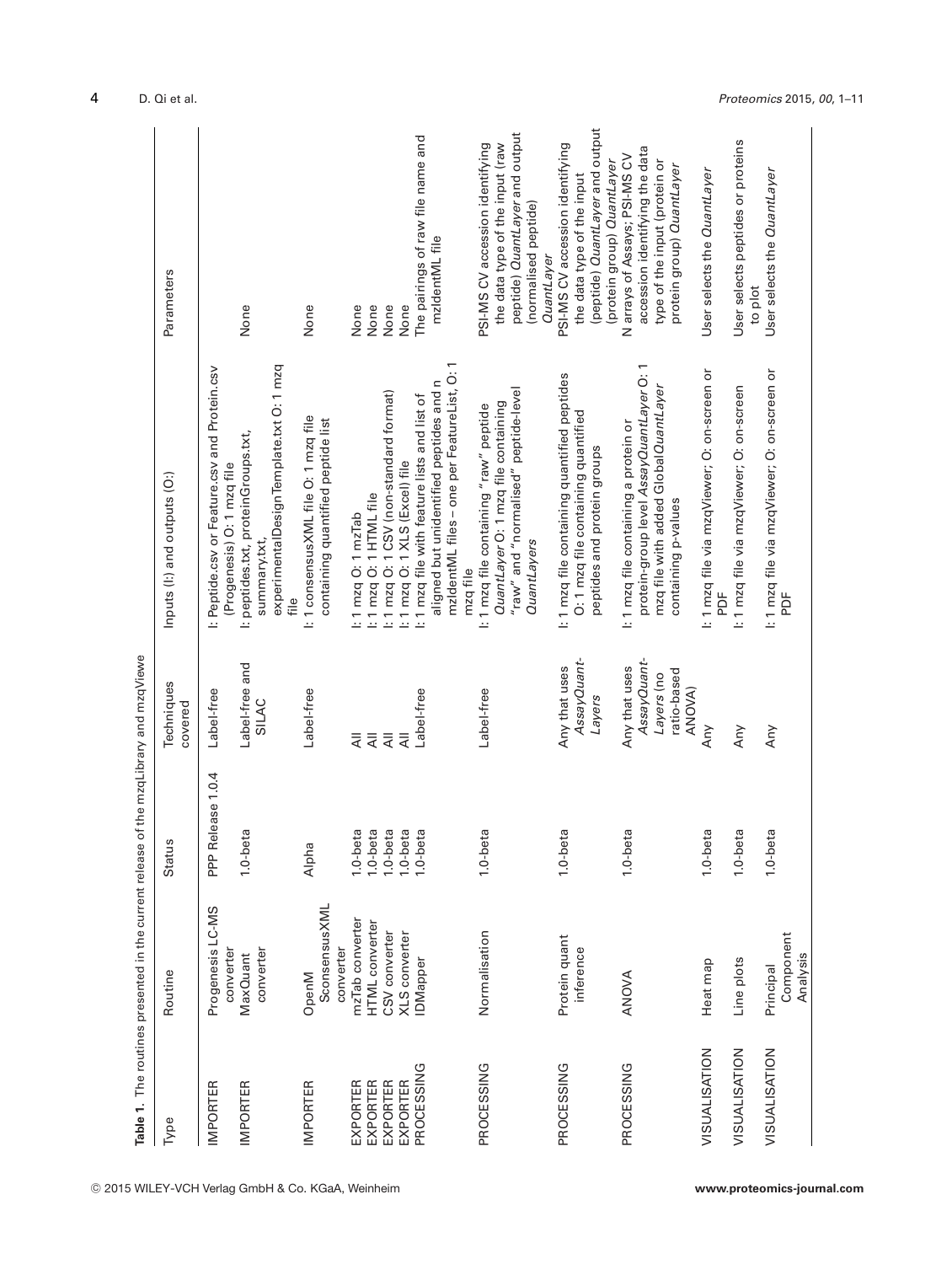**Table 1.** The routines presented in the current release of the mzqLibrary and mzqViewe

| Type | Routine | Status | Techniques covered | Inputs (I:) and outputs (O:) | Parameters |
|---|---|---|---|---|---|
| IMPORTER | Progenesis LC-MS converter | PPP Release 1.0.4 | Label-free | I: Peptide.csv or Feature.csv and Protein.csv (Progenesis) O: 1 mzq file | |
| IMPORTER | MaxQuant converter | 1.0-beta | Label-free and SILAC | I: peptides.txt, proteinGroups.txt, summary.txt, experimentalDesignTemplate.txt O: 1 mzq file | None |
| IMPORTER | OpenM SconsensusXML converter | Alpha | Label-free | I: 1 consensusXML file O: 1 mzq file containing quantified peptide list | None |
| EXPORTER | mzTab converter | 1.0-beta | All | I: 1 mzq O: 1 mzTab | None |
| EXPORTER | HTML converter | 1.0-beta | All | I: 1 mzq O: 1 HTML file | None |
| EXPORTER | CSV converter | 1.0-beta | All | I: 1 mzq O: 1 CSV (non-standard format) | None |
| EXPORTER | XLS converter | 1.0-beta | All | I: 1 mzq O: 1 XLS (Excel) file | None |
| PROCESSING | IDMapper | 1.0-beta | Label-free | I: 1 mzq file with feature lists and list of aligned but unidentified peptides and n mzIdentML files – one per FeatureList, O: 1 mzq file | The pairings of raw file name and mzIdentML file |
| PROCESSING | Normalisation | 1.0-beta | Label-free | I: 1 mzq file containing "raw" peptide *QuantLayer* O: 1 mzq file containing "raw" and "normalised" peptide-level *QuantLayers* | PSI-MS CV accession identifying the data type of the input (raw peptide) *QuantLayer* and output (normalised peptide) *QuantLayer* |
| PROCESSING | Protein quant inference | 1.0-beta | Any that uses *AssayQuantLayers* | I: 1 mzq file containing quantified peptides O: 1 mzq file containing quantified peptides and protein groups | PSI-MS CV accession identifying the data type of the input (peptide) *QuantLayer* and output (protein group) *QuantLayer* |
| PROCESSING | ANOVA | 1.0-beta | Any that uses *AssayQuantLayers* (no ratio-based ANOVA) | I: 1 mzq file containing a protein or protein-group level *AssayQuantLayer* O: 1 mzq file with added Global*QuantLayer* containing p-values | N arrays of Assays; PSI-MS CV accession identifying the data type of the input (protein or protein group) *QuantLayer* |
| VISUALISATION | Heat map | 1.0-beta | Any | I: 1 mzq file via mzqViewer; O: on-screen or PDF | User selects the *QuantLayer* |
| VISUALISATION | Line plots | 1.0-beta | Any | I: 1 mzq file via mzqViewer; O: on-screen | User selects peptides or proteins to plot |
| VISUALISATION | Principal Component Analysis | 1.0-beta | Any | I: 1 mzq file via mzqViewer; O: on-screen or PDF | User selects the *QuantLayer* |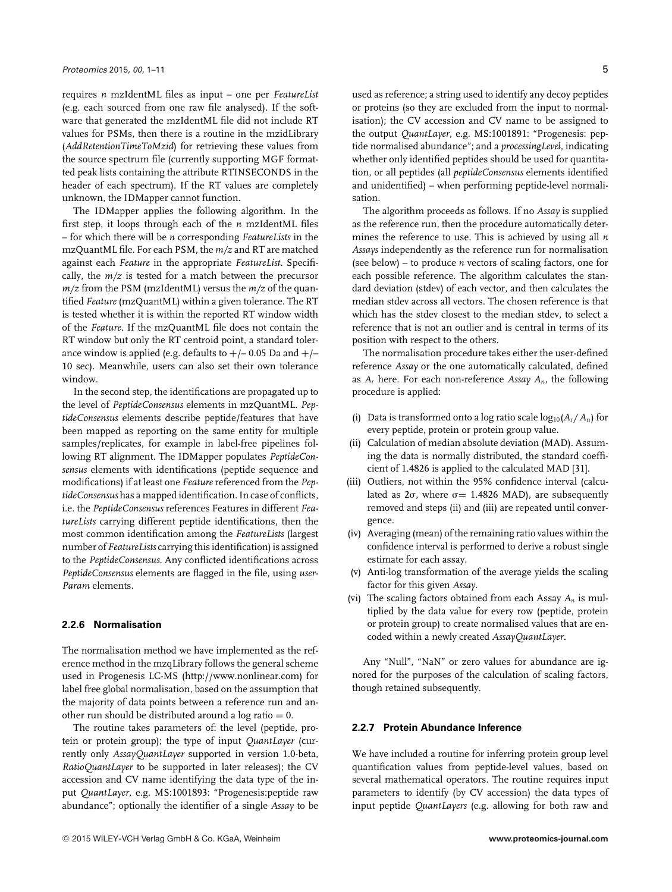requires $n$ mzIdentML files as input – one per *FeatureList* (e.g. each sourced from one raw file analysed). If the software that generated the mzIdentML file did not include RT values for PSMs, then there is a routine in the mzidLibrary (*AddRetentionTimeToMzid*) for retrieving these values from the source spectrum file (currently supporting MGF formatted peak lists containing the attribute RTINSECONDS in the header of each spectrum). If the RT values are completely unknown, the IDMapper cannot function.

The IDMapper applies the following algorithm. In the first step, it loops through each of the $n$ mzIdentML files – for which there will be $n$ corresponding *FeatureLists* in the mzQuantML file. For each PSM, the $m/z$ and RT are matched against each *Feature* in the appropriate *FeatureList*. Specifically, the $m/z$ is tested for a match between the precursor $m/z$ from the PSM (mzIdentML) versus the $m/z$ of the quantified *Feature* (mzQuantML) within a given tolerance. The RT is tested whether it is within the reported RT window width of the *Feature*. If the mzQuantML file does not contain the RT window but only the RT centroid point, a standard tolerance window is applied (e.g. defaults to +/– 0.05 Da and +/– 10 sec). Meanwhile, users can also set their own tolerance window.

In the second step, the identifications are propagated up to the level of *PeptideConsensus* elements in mzQuantML. *PeptideConsensus* elements describe peptide/features that have been mapped as reporting on the same entity for multiple samples/replicates, for example in label-free pipelines following RT alignment. The IDMapper populates *PeptideConsensus* elements with identifications (peptide sequence and modifications) if at least one *Feature* referenced from the *PeptideConsensus* has a mapped identification. In case of conflicts, i.e. the *PeptideConsensus* references Features in different *FeatureLists* carrying different peptide identifications, then the most common identification among the *FeatureLists* (largest number of *FeatureLists* carrying this identification) is assigned to the *PeptideConsensus*. Any conflicted identifications across *PeptideConsensus* elements are flagged in the file, using *userParam* elements.

### 2.2.6 Normalisation

The normalisation method we have implemented as the reference method in the mzqLibrary follows the general scheme used in Progenesis LC-MS (http://www.nonlinear.com) for label free global normalisation, based on the assumption that the majority of data points between a reference run and another run should be distributed around a log ratio = 0.

The routine takes parameters of: the level (peptide, protein or protein group); the type of input *QuantLayer* (currently only *AssayQuantLayer* supported in version 1.0-beta, *RatioQuantLayer* to be supported in later releases); the CV accession and CV name identifying the data type of the input *QuantLayer*, e.g. MS:1001893: "Progenesis:peptide raw abundance"; optionally the identifier of a single *Assay* to be used as reference; a string used to identify any decoy peptides or proteins (so they are excluded from the input to normalisation); the CV accession and CV name to be assigned to the output *QuantLayer*, e.g. MS:1001891: "Progenesis: peptide normalised abundance"; and a *processingLevel*, indicating whether only identified peptides should be used for quantitation, or all peptides (all *peptideConsensus* elements identified and unidentified) – when performing peptide-level normalisation.

The algorithm proceeds as follows. If no *Assay* is supplied as the reference run, then the procedure automatically determines the reference to use. This is achieved by using all $n$ *Assays* independently as the reference run for normalisation (see below) – to produce $n$ vectors of scaling factors, one for each possible reference. The algorithm calculates the standard deviation (stdev) of each vector, and then calculates the median stdev across all vectors. The chosen reference is that which has the stdev closest to the median stdev, to select a reference that is not an outlier and is central in terms of its position with respect to the others.

The normalisation procedure takes either the user-defined reference *Assay* or the one automatically calculated, defined as $A_r$ here. For each non-reference *Assay* $A_n$, the following procedure is applied:

(i) Data is transformed onto a log ratio scale $\log_{10}(A_r/A_n)$ for every peptide, protein or protein group value.
(ii) Calculation of median absolute deviation (MAD). Assuming the data is normally distributed, the standard coefficient of 1.4826 is applied to the calculated MAD [31].
(iii) Outliers, not within the 95% confidence interval (calculated as $2\sigma$, where $\sigma = 1.4826$ MAD), are subsequently removed and steps (ii) and (iii) are repeated until convergence.
(iv) Averaging (mean) of the remaining ratio values within the confidence interval is performed to derive a robust single estimate for each assay.
(v) Anti-log transformation of the average yields the scaling factor for this given *Assay*.
(vi) The scaling factors obtained from each Assay $A_n$ is multiplied by the data value for every row (peptide, protein or protein group) to create normalised values that are encoded within a newly created *AssayQuantLayer*.

Any "Null", "NaN" or zero values for abundance are ignored for the purposes of the calculation of scaling factors, though retained subsequently.

### 2.2.7 Protein Abundance Inference

We have included a routine for inferring protein group level quantification values from peptide-level values, based on several mathematical operators. The routine requires input parameters to identify (by CV accession) the data types of input peptide *QuantLayers* (e.g. allowing for both raw and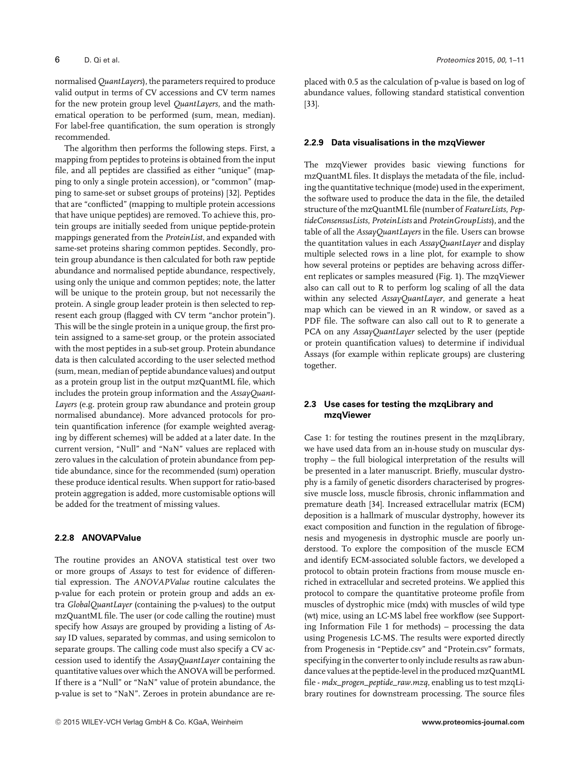normalised *QuantLayers*), the parameters required to produce valid output in terms of CV accessions and CV term names for the new protein group level *QuantLayers*, and the mathematical operation to be performed (sum, mean, median). For label-free quantification, the sum operation is strongly recommended.

The algorithm then performs the following steps. First, a mapping from peptides to proteins is obtained from the input file, and all peptides are classified as either "unique" (mapping to only a single protein accession), or "common" (mapping to same-set or subset groups of proteins) [32]. Peptides that are "conflicted" (mapping to multiple protein accessions that have unique peptides) are removed. To achieve this, protein groups are initially seeded from unique peptide-protein mappings generated from the *ProteinList*, and expanded with same-set proteins sharing common peptides. Secondly, protein group abundance is then calculated for both raw peptide abundance and normalised peptide abundance, respectively, using only the unique and common peptides; note, the latter will be unique to the protein group, but not necessarily the protein. A single group leader protein is then selected to represent each group (flagged with CV term "anchor protein"). This will be the single protein in a unique group, the first protein assigned to a same-set group, or the protein associated with the most peptides in a sub-set group. Protein abundance data is then calculated according to the user selected method (sum, mean, median of peptide abundance values) and output as a protein group list in the output mzQuantML file, which includes the protein group information and the *AssayQuantLayers* (e.g. protein group raw abundance and protein group normalised abundance). More advanced protocols for protein quantification inference (for example weighted averaging by different schemes) will be added at a later date. In the current version, "Null" and "NaN" values are replaced with zero values in the calculation of protein abundance from peptide abundance, since for the recommended (sum) operation these produce identical results. When support for ratio-based protein aggregation is added, more customisable options will be added for the treatment of missing values.

#### 2.2.8 ANOVAPValue

The routine provides an ANOVA statistical test over two or more groups of *Assays* to test for evidence of differential expression. The *ANOVAPValue* routine calculates the p-value for each protein or protein group and adds an extra *GlobalQuantLayer* (containing the p-values) to the output mzQuantML file. The user (or code calling the routine) must specify how *Assays* are grouped by providing a listing of *Assay* ID values, separated by commas, and using semicolon to separate groups. The calling code must also specify a CV accession used to identify the *AssayQuantLayer* containing the quantitative values over which the ANOVA will be performed. If there is a "Null" or "NaN" value of protein abundance, the p-value is set to "NaN". Zeroes in protein abundance are replaced with 0.5 as the calculation of p-value is based on log of abundance values, following standard statistical convention [33].

#### 2.2.9 Data visualisations in the mzqViewer

The mzqViewer provides basic viewing functions for mzQuantML files. It displays the metadata of the file, including the quantitative technique (mode) used in the experiment, the software used to produce the data in the file, the detailed structure of the mzQuantML file (number of *FeatureLists*, *PeptideConsensusLists*, *ProteinLists* and *ProteinGroupLists*), and the table of all the *AssayQuantLayers* in the file. Users can browse the quantitation values in each *AssayQuantLayer* and display multiple selected rows in a line plot, for example to show how several proteins or peptides are behaving across different replicates or samples measured (Fig. 1). The mzqViewer also can call out to R to perform log scaling of all the data within any selected *AssayQuantLayer*, and generate a heat map which can be viewed in an R window, or saved as a PDF file. The software can also call out to R to generate a PCA on any *AssayQuantLayer* selected by the user (peptide or protein quantification values) to determine if individual Assays (for example within replicate groups) are clustering together.

### 2.3 Use cases for testing the mzqLibrary and mzqViewer

Case 1: for testing the routines present in the mzqLibrary, we have used data from an in-house study on muscular dystrophy – the full biological interpretation of the results will be presented in a later manuscript. Briefly, muscular dystrophy is a family of genetic disorders characterised by progressive muscle loss, muscle fibrosis, chronic inflammation and premature death [34]. Increased extracellular matrix (ECM) deposition is a hallmark of muscular dystrophy, however its exact composition and function in the regulation of fibrogenesis and myogenesis in dystrophic muscle are poorly understood. To explore the composition of the muscle ECM and identify ECM-associated soluble factors, we developed a protocol to obtain protein fractions from mouse muscle enriched in extracellular and secreted proteins. We applied this protocol to compare the quantitative proteome profile from muscles of dystrophic mice (mdx) with muscles of wild type (wt) mice, using an LC-MS label free workflow (see Supporting Information File 1 for methods) – processing the data using Progenesis LC-MS. The results were exported directly from Progenesis in "Peptide.csv" and "Protein.csv" formats, specifying in the converter to only include results as raw abundance values at the peptide-level in the produced mzQuantML file - *mdx_progen_peptide_raw.mzq*, enabling us to test mzqLibrary routines for downstream processing. The source files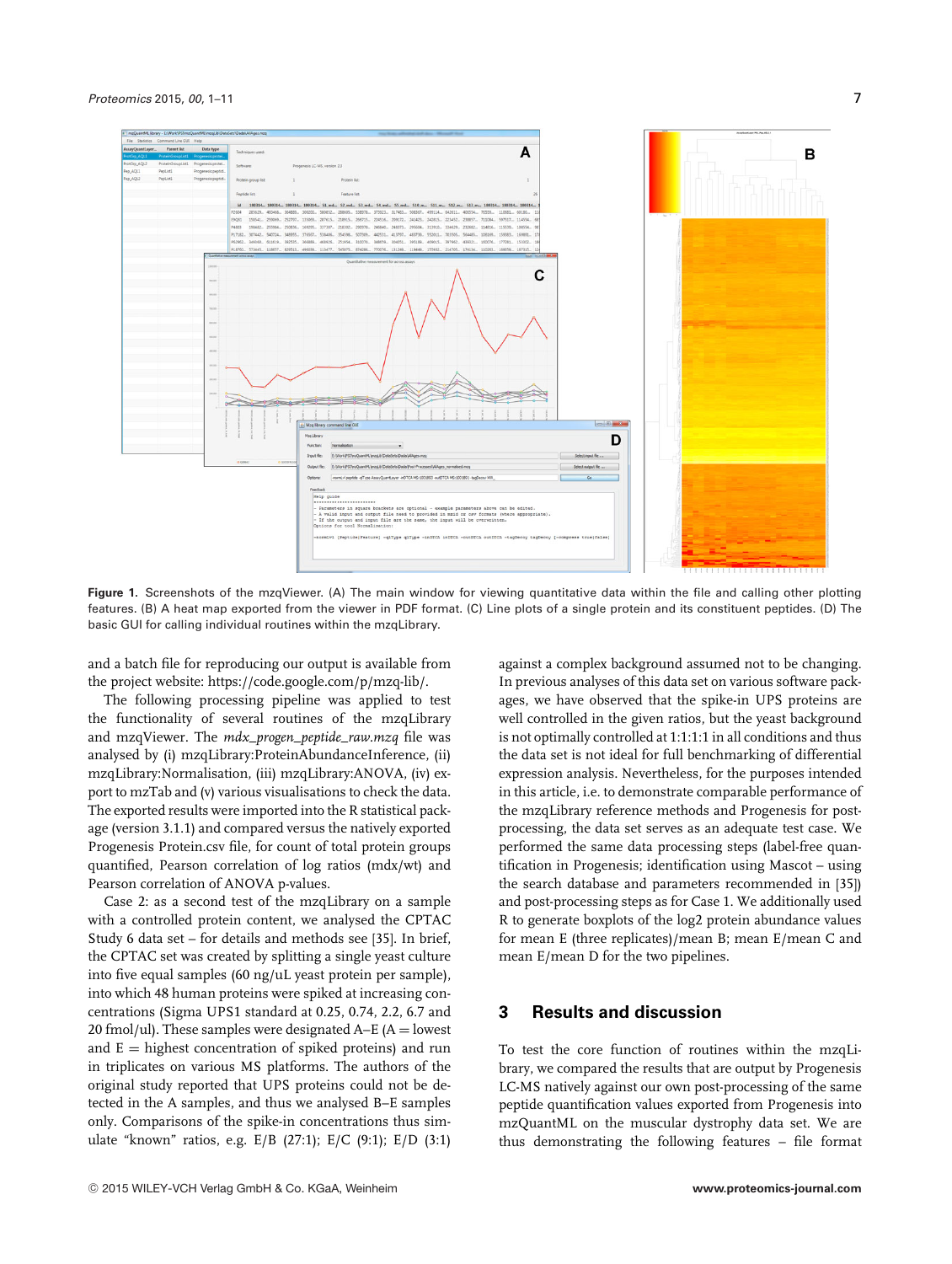Figure 1. Screenshots of the mzqViewer. (A) The main window for viewing quantitative data within the file and calling other plotting features. (B) A heat map exported from the viewer in PDF format. (C) Line plots of a single protein and its constituent peptides. (D) The basic GUI for calling individual routines within the mzqLibrary.

and a batch file for reproducing our output is available from the project website: https://code.google.com/p/mzq-lib/.

The following processing pipeline was applied to test the functionality of several routines of the mzqLibrary and mzqViewer. The *mdx_progen_peptide_raw.mzq* file was analysed by (i) mzqLibrary:ProteinAbundanceInference, (ii) mzqLibrary:Normalisation, (iii) mzqLibrary:ANOVA, (iv) export to mzTab and (v) various visualisations to check the data. The exported results were imported into the R statistical package (version 3.1.1) and compared versus the natively exported Progenesis Protein.csv file, for count of total protein groups quantified, Pearson correlation of log ratios (mdx/wt) and Pearson correlation of ANOVA p-values.

Case 2: as a second test of the mzqLibrary on a sample with a controlled protein content, we analysed the CPTAC Study 6 data set – for details and methods see [35]. In brief, the CPTAC set was created by splitting a single yeast culture into five equal samples (60 ng/uL yeast protein per sample), into which 48 human proteins were spiked at increasing concentrations (Sigma UPS1 standard at 0.25, 0.74, 2.2, 6.7 and 20 fmol/ul). These samples were designated A–E (A = lowest and E = highest concentration of spiked proteins) and run in triplicates on various MS platforms. The authors of the original study reported that UPS proteins could not be detected in the A samples, and thus we analysed B–E samples only. Comparisons of the spike-in concentrations thus simulate "known" ratios, e.g. E/B (27:1); E/C (9:1); E/D (3:1) against a complex background assumed not to be changing. In previous analyses of this data set on various software packages, we have observed that the spike-in UPS proteins are well controlled in the given ratios, but the yeast background is not optimally controlled at 1:1:1:1 in all conditions and thus the data set is not ideal for full benchmarking of differential expression analysis. Nevertheless, for the purposes intended in this article, i.e. to demonstrate comparable performance of the mzqLibrary reference methods and Progenesis for post-processing, the data set serves as an adequate test case. We performed the same data processing steps (label-free quantification in Progenesis; identification using Mascot – using the search database and parameters recommended in [35]) and post-processing steps as for Case 1. We additionally used R to generate boxplots of the log2 protein abundance values for mean E (three replicates)/mean B; mean E/mean C and mean E/mean D for the two pipelines.

## 3 Results and discussion

To test the core function of routines within the mzqLibrary, we compared the results that are output by Progenesis LC-MS natively against our own post-processing of the same peptide quantification values exported from Progenesis into mzQuantML on the muscular dystrophy data set. We are thus demonstrating the following features – file format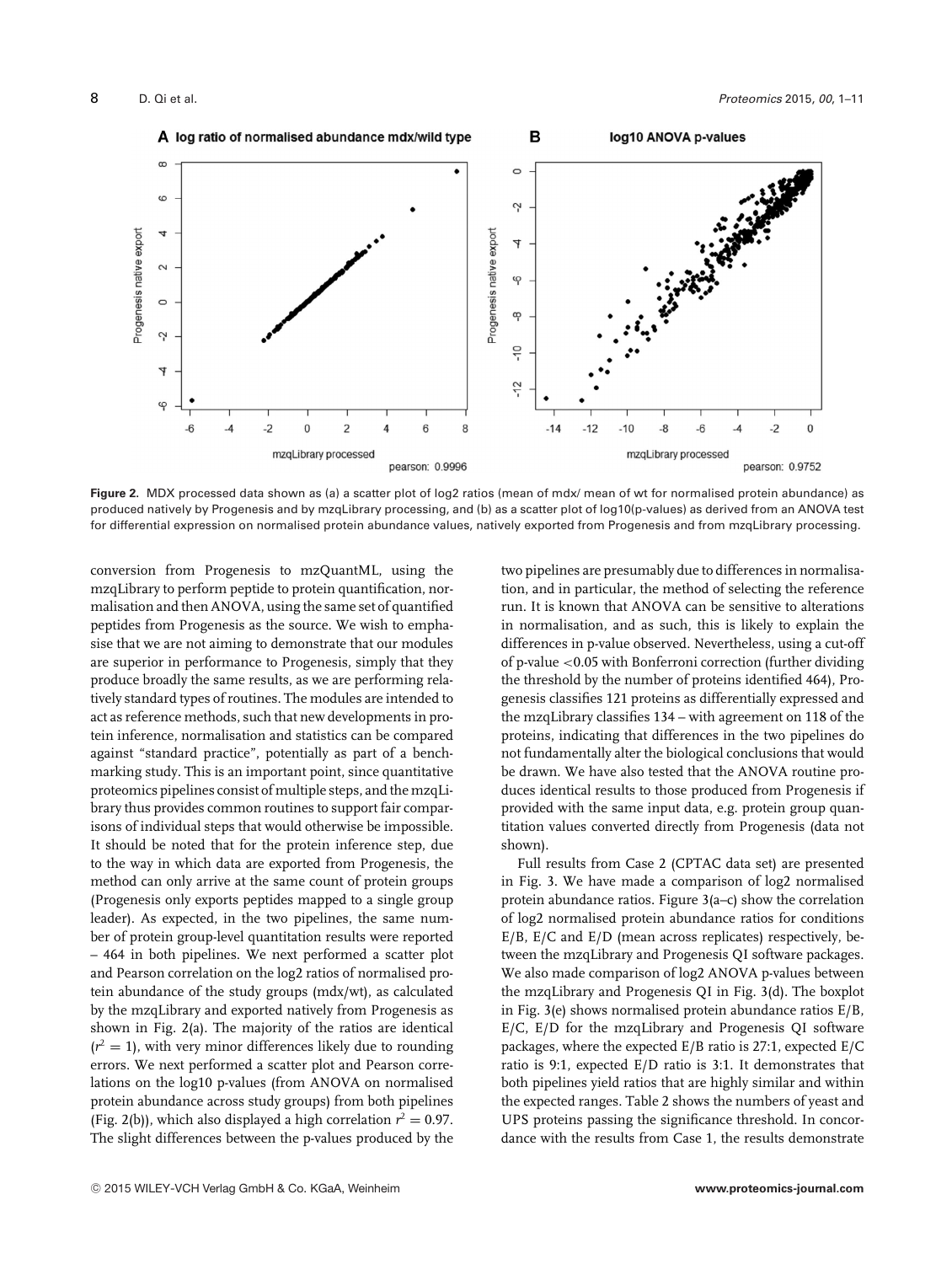**Figure 2.** MDX processed data shown as (a) a scatter plot of log2 ratios (mean of mdx/ mean of wt for normalised protein abundance) as produced natively by Progenesis and by mzqLibrary processing, and (b) as a scatter plot of log10(p-values) as derived from an ANOVA test for differential expression on normalised protein abundance values, natively exported from Progenesis and from mzqLibrary processing.

conversion from Progenesis to mzQuantML, using the mzqLibrary to perform peptide to protein quantification, normalisation and then ANOVA, using the same set of quantified peptides from Progenesis as the source. We wish to emphasise that we are not aiming to demonstrate that our modules are superior in performance to Progenesis, simply that they produce broadly the same results, as we are performing relatively standard types of routines. The modules are intended to act as reference methods, such that new developments in protein inference, normalisation and statistics can be compared against "standard practice", potentially as part of a benchmarking study. This is an important point, since quantitative proteomics pipelines consist of multiple steps, and the mzqLibrary thus provides common routines to support fair comparisons of individual steps that would otherwise be impossible. It should be noted that for the protein inference step, due to the way in which data are exported from Progenesis, the method can only arrive at the same count of protein groups (Progenesis only exports peptides mapped to a single group leader). As expected, in the two pipelines, the same number of protein group-level quantitation results were reported – 464 in both pipelines. We next performed a scatter plot and Pearson correlation on the log2 ratios of normalised protein abundance of the study groups (mdx/wt), as calculated by the mzqLibrary and exported natively from Progenesis as shown in Fig. 2(a). The majority of the ratios are identical ($r^2 = 1$), with very minor differences likely due to rounding errors. We next performed a scatter plot and Pearson correlations on the log10 p-values (from ANOVA on normalised protein abundance across study groups) from both pipelines (Fig. 2(b)), which also displayed a high correlation $r^2 = 0.97$. The slight differences between the p-values produced by the two pipelines are presumably due to differences in normalisation, and in particular, the method of selecting the reference run. It is known that ANOVA can be sensitive to alterations in normalisation, and as such, this is likely to explain the differences in p-value observed. Nevertheless, using a cut-off of p-value <0.05 with Bonferroni correction (further dividing the threshold by the number of proteins identified 464), Progenesis classifies 121 proteins as differentially expressed and the mzqLibrary classifies 134 – with agreement on 118 of the proteins, indicating that differences in the two pipelines do not fundamentally alter the biological conclusions that would be drawn. We have also tested that the ANOVA routine produces identical results to those produced from Progenesis if provided with the same input data, e.g. protein group quantitation values converted directly from Progenesis (data not shown).

Full results from Case 2 (CPTAC data set) are presented in Fig. 3. We have made a comparison of log2 normalised protein abundance ratios. Figure 3(a–c) show the correlation of log2 normalised protein abundance ratios for conditions E/B, E/C and E/D (mean across replicates) respectively, between the mzqLibrary and Progenesis QI software packages. We also made comparison of log2 ANOVA p-values between the mzqLibrary and Progenesis QI in Fig. 3(d). The boxplot in Fig. 3(e) shows normalised protein abundance ratios E/B, E/C, E/D for the mzqLibrary and Progenesis QI software packages, where the expected E/B ratio is 27:1, expected E/C ratio is 9:1, expected E/D ratio is 3:1. It demonstrates that both pipelines yield ratios that are highly similar and within the expected ranges. Table 2 shows the numbers of yeast and UPS proteins passing the significance threshold. In concordance with the results from Case 1, the results demonstrate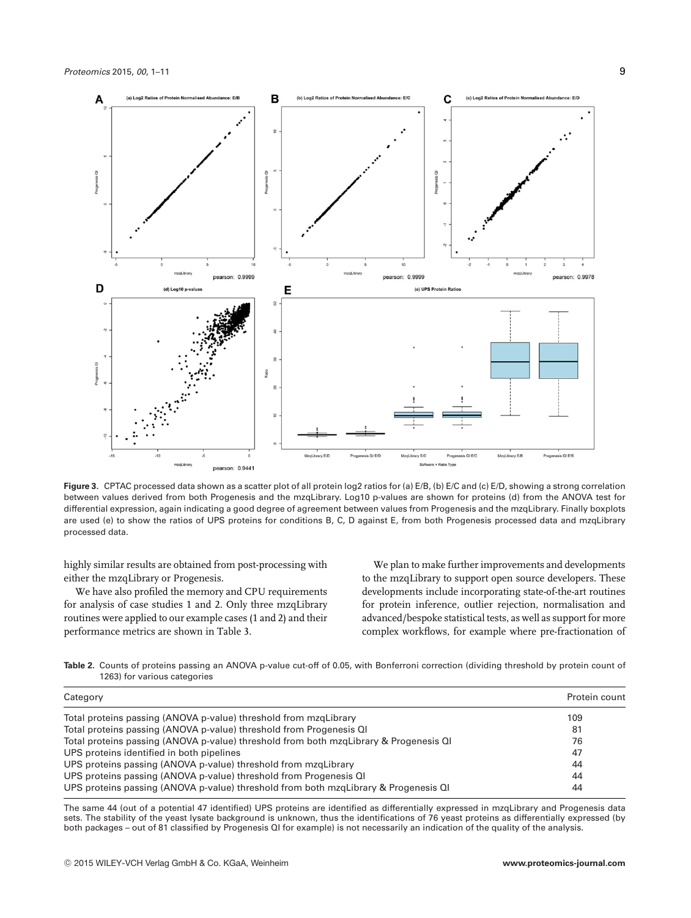**Figure 3.** CPTAC processed data shown as a scatter plot of all protein log2 ratios for (a) E/B, (b) E/C and (c) E/D, showing a strong correlation between values derived from both Progenesis and the mzqLibrary. Log10 p-values are shown for proteins (d) from the ANOVA test for differential expression, again indicating a good degree of agreement between values from Progenesis and the mzqLibrary. Finally boxplots are used (e) to show the ratios of UPS proteins for conditions B, C, D against E, from both Progenesis processed data and mzqLibrary processed data.

highly similar results are obtained from post-processing with either the mzqLibrary or Progenesis.

We have also profiled the memory and CPU requirements for analysis of case studies 1 and 2. Only three mzqLibrary routines were applied to our example cases (1 and 2) and their performance metrics are shown in Table 3.

We plan to make further improvements and developments to the mzqLibrary to support open source developers. These developments include incorporating state-of-the-art routines for protein inference, outlier rejection, normalisation and advanced/bespoke statistical tests, as well as support for more complex workflows, for example where pre-fractionation of

**Table 2.** Counts of proteins passing an ANOVA p-value cut-off of 0.05, with Bonferroni correction (dividing threshold by protein count of 1263) for various categories

| Category | Protein count |
|---|---|
| Total proteins passing (ANOVA p-value) threshold from mzqLibrary | 109 |
| Total proteins passing (ANOVA p-value) threshold from Progenesis QI | 81 |
| Total proteins passing (ANOVA p-value) threshold from both mzqLibrary & Progenesis QI | 76 |
| UPS proteins identified in both pipelines | 47 |
| UPS proteins passing (ANOVA p-value) threshold from mzqLibrary | 44 |
| UPS proteins passing (ANOVA p-value) threshold from Progenesis QI | 44 |
| UPS proteins passing (ANOVA p-value) threshold from both mzqLibrary & Progenesis QI | 44 |

The same 44 (out of a potential 47 identified) UPS proteins are identified as differentially expressed in mzqLibrary and Progenesis data sets. The stability of the yeast lysate background is unknown, thus the identifications of 76 yeast proteins as differentially expressed (by both packages – out of 81 classified by Progenesis QI for example) is not necessarily an indication of the quality of the analysis.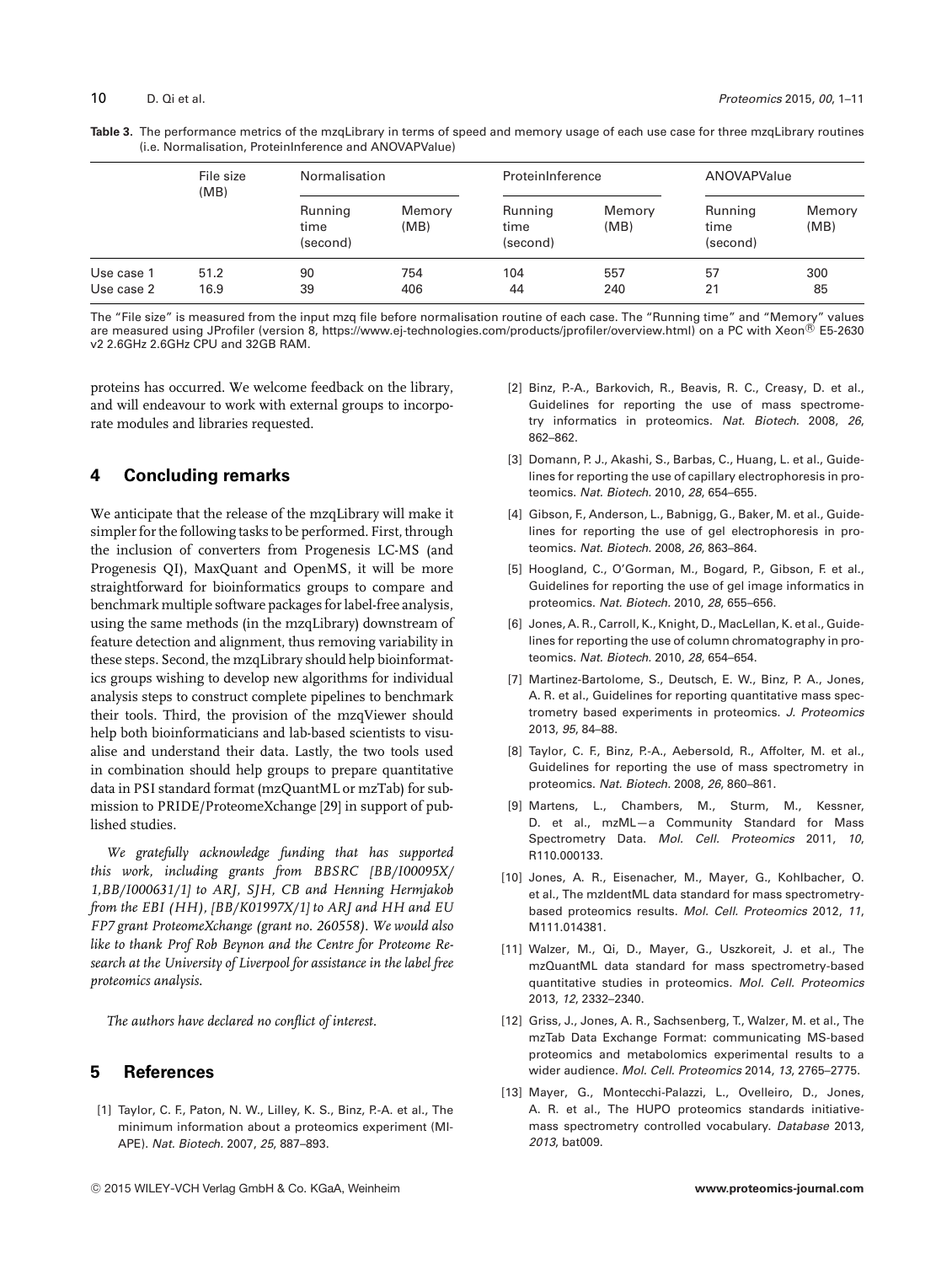**Table 3.** The performance metrics of the mzqLibrary in terms of speed and memory usage of each use case for three mzqLibrary routines (i.e. Normalisation, ProteinInference and ANOVAPValue)

| | File size (MB) | Normalisation | | ProteinInference | | ANOVAPValue | |
|---|---|---|---|---|---|---|---|
| | | Running time (second) | Memory (MB) | Running time (second) | Memory (MB) | Running time (second) | Memory (MB) |
| Use case 1 | 51.2 | 90 | 754 | 104 | 557 | 57 | 300 |
| Use case 2 | 16.9 | 39 | 406 | 44 | 240 | 21 | 85 |

The "File size" is measured from the input mzq file before normalisation routine of each case. The "Running time" and "Memory" values are measured using JProfiler (version 8, https://www.ej-technologies.com/products/jprofiler/overview.html) on a PC with Xeon® E5-2630 v2 2.6GHz 2.6GHz CPU and 32GB RAM.

proteins has occurred. We welcome feedback on the library, and will endeavour to work with external groups to incorporate modules and libraries requested.

## 4 Concluding remarks

We anticipate that the release of the mzqLibrary will make it simpler for the following tasks to be performed. First, through the inclusion of converters from Progenesis LC-MS (and Progenesis QI), MaxQuant and OpenMS, it will be more straightforward for bioinformatics groups to compare and benchmark multiple software packages for label-free analysis, using the same methods (in the mzqLibrary) downstream of feature detection and alignment, thus removing variability in these steps. Second, the mzqLibrary should help bioinformatics groups wishing to develop new algorithms for individual analysis steps to construct complete pipelines to benchmark their tools. Third, the provision of the mzqViewer should help both bioinformaticians and lab-based scientists to visualise and understand their data. Lastly, the two tools used in combination should help groups to prepare quantitative data in PSI standard format (mzQuantML or mzTab) for submission to PRIDE/ProteomeXchange [29] in support of published studies.

*We gratefully acknowledge funding that has supported this work, including grants from BBSRC [BB/I00095X/1,BB/I000631/1] to ARJ, SJH, CB and Henning Hermjakob from the EBI (HH), [BB/K01997X/1] to ARJ and HH and EU FP7 grant ProteomeXchange (grant no. 260558). We would also like to thank Prof Rob Beynon and the Centre for Proteome Research at the University of Liverpool for assistance in the label free proteomics analysis.*

*The authors have declared no conflict of interest.*

## 5 References

[1] Taylor, C. F., Paton, N. W., Lilley, K. S., Binz, P.-A. et al., The minimum information about a proteomics experiment (MIAPE). *Nat. Biotech.* 2007, *25*, 887–893.

[2] Binz, P.-A., Barkovich, R., Beavis, R. C., Creasy, D. et al., Guidelines for reporting the use of mass spectrometry informatics in proteomics. *Nat. Biotech.* 2008, *26*, 862–862.

[3] Domann, P. J., Akashi, S., Barbas, C., Huang, L. et al., Guidelines for reporting the use of capillary electrophoresis in proteomics. *Nat. Biotech.* 2010, *28*, 654–655.

[4] Gibson, F., Anderson, L., Babnigg, G., Baker, M. et al., Guidelines for reporting the use of gel electrophoresis in proteomics. *Nat. Biotech.* 2008, *26*, 863–864.

[5] Hoogland, C., O'Gorman, M., Bogard, P., Gibson, F. et al., Guidelines for reporting the use of gel image informatics in proteomics. *Nat. Biotech.* 2010, *28*, 655–656.

[6] Jones, A. R., Carroll, K., Knight, D., MacLellan, K. et al., Guidelines for reporting the use of column chromatography in proteomics. *Nat. Biotech.* 2010, *28*, 654–654.

[7] Martinez-Bartolome, S., Deutsch, E. W., Binz, P. A., Jones, A. R. et al., Guidelines for reporting quantitative mass spectrometry based experiments in proteomics. *J. Proteomics* 2013, *95*, 84–88.

[8] Taylor, C. F., Binz, P.-A., Aebersold, R., Affolter, M. et al., Guidelines for reporting the use of mass spectrometry in proteomics. *Nat. Biotech.* 2008, *26*, 860–861.

[9] Martens, L., Chambers, M., Sturm, M., Kessner, D. et al., mzML—a Community Standard for Mass Spectrometry Data. *Mol. Cell. Proteomics* 2011, *10*, R110.000133.

[10] Jones, A. R., Eisenacher, M., Mayer, G., Kohlbacher, O. et al., The mzIdentML data standard for mass spectrometry-based proteomics results. *Mol. Cell. Proteomics* 2012, *11*, M111.014381.

[11] Walzer, M., Qi, D., Mayer, G., Uszkoreit, J. et al., The mzQuantML data standard for mass spectrometry-based quantitative studies in proteomics. *Mol. Cell. Proteomics* 2013, *12*, 2332–2340.

[12] Griss, J., Jones, A. R., Sachsenberg, T., Walzer, M. et al., The mzTab Data Exchange Format: communicating MS-based proteomics and metabolomics experimental results to a wider audience. *Mol. Cell. Proteomics* 2014, *13*, 2765–2775.

[13] Mayer, G., Montecchi-Palazzi, L., Ovelleiro, D., Jones, A. R. et al., The HUPO proteomics standards initiative-mass spectrometry controlled vocabulary. *Database* 2013, *2013*, bat009.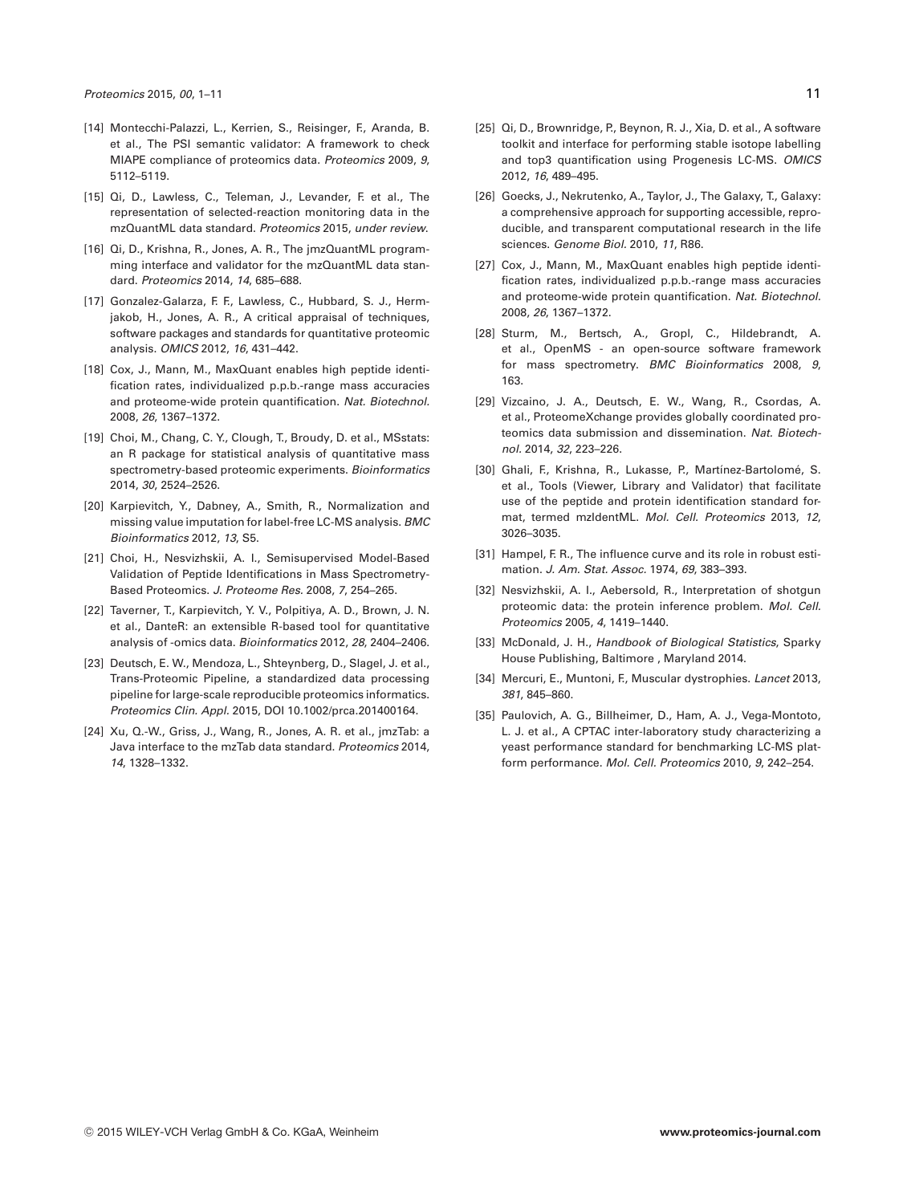[14] Montecchi-Palazzi, L., Kerrien, S., Reisinger, F., Aranda, B. et al., The PSI semantic validator: A framework to check MIAPE compliance of proteomics data. *Proteomics* 2009, *9*, 5112–5119.

[15] Qi, D., Lawless, C., Teleman, J., Levander, F. et al., The representation of selected-reaction monitoring data in the mzQuantML data standard. *Proteomics* 2015, *under review.*

[16] Qi, D., Krishna, R., Jones, A. R., The jmzQuantML programming interface and validator for the mzQuantML data standard. *Proteomics* 2014, *14*, 685–688.

[17] Gonzalez-Galarza, F. F., Lawless, C., Hubbard, S. J., Hermjakob, H., Jones, A. R., A critical appraisal of techniques, software packages and standards for quantitative proteomic analysis. *OMICS* 2012, *16*, 431–442.

[18] Cox, J., Mann, M., MaxQuant enables high peptide identification rates, individualized p.p.b.-range mass accuracies and proteome-wide protein quantification. *Nat. Biotechnol.* 2008, *26*, 1367–1372.

[19] Choi, M., Chang, C. Y., Clough, T., Broudy, D. et al., MSstats: an R package for statistical analysis of quantitative mass spectrometry-based proteomic experiments. *Bioinformatics* 2014, *30*, 2524–2526.

[20] Karpievitch, Y., Dabney, A., Smith, R., Normalization and missing value imputation for label-free LC-MS analysis. *BMC Bioinformatics* 2012, *13*, S5.

[21] Choi, H., Nesvizhskii, A. I., Semisupervised Model-Based Validation of Peptide Identifications in Mass Spectrometry-Based Proteomics. *J. Proteome Res.* 2008, *7*, 254–265.

[22] Taverner, T., Karpievitch, Y. V., Polpitiya, A. D., Brown, J. N. et al., DanteR: an extensible R-based tool for quantitative analysis of -omics data. *Bioinformatics* 2012, *28*, 2404–2406.

[23] Deutsch, E. W., Mendoza, L., Shteynberg, D., Slagel, J. et al., Trans-Proteomic Pipeline, a standardized data processing pipeline for large-scale reproducible proteomics informatics. *Proteomics Clin. Appl.* 2015, DOI 10.1002/prca.201400164.

[24] Xu, Q.-W., Griss, J., Wang, R., Jones, A. R. et al., jmzTab: a Java interface to the mzTab data standard. *Proteomics* 2014, *14*, 1328–1332.

[25] Qi, D., Brownridge, P., Beynon, R. J., Xia, D. et al., A software toolkit and interface for performing stable isotope labelling and top3 quantification using Progenesis LC-MS. *OMICS* 2012, *16*, 489–495.

[26] Goecks, J., Nekrutenko, A., Taylor, J., The Galaxy, T., Galaxy: a comprehensive approach for supporting accessible, reproducible, and transparent computational research in the life sciences. *Genome Biol.* 2010, *11*, R86.

[27] Cox, J., Mann, M., MaxQuant enables high peptide identification rates, individualized p.p.b.-range mass accuracies and proteome-wide protein quantification. *Nat. Biotechnol.* 2008, *26*, 1367–1372.

[28] Sturm, M., Bertsch, A., Gropl, C., Hildebrandt, A. et al., OpenMS - an open-source software framework for mass spectrometry. *BMC Bioinformatics* 2008, *9*, 163.

[29] Vizcaino, J. A., Deutsch, E. W., Wang, R., Csordas, A. et al., ProteomeXchange provides globally coordinated proteomics data submission and dissemination. *Nat. Biotechnol.* 2014, *32*, 223–226.

[30] Ghali, F., Krishna, R., Lukasse, P., Martínez-Bartolomé, S. et al., Tools (Viewer, Library and Validator) that facilitate use of the peptide and protein identification standard format, termed mzIdentML. *Mol. Cell. Proteomics* 2013, *12*, 3026–3035.

[31] Hampel, F. R., The influence curve and its role in robust estimation. *J. Am. Stat. Assoc.* 1974, *69*, 383–393.

[32] Nesvizhskii, A. I., Aebersold, R., Interpretation of shotgun proteomic data: the protein inference problem. *Mol. Cell. Proteomics* 2005, *4*, 1419–1440.

[33] McDonald, J. H., *Handbook of Biological Statistics*, Sparky House Publishing, Baltimore , Maryland 2014.

[34] Mercuri, E., Muntoni, F., Muscular dystrophies. *Lancet* 2013, *381*, 845–860.

[35] Paulovich, A. G., Billheimer, D., Ham, A. J., Vega-Montoto, L. J. et al., A CPTAC inter-laboratory study characterizing a yeast performance standard for benchmarking LC-MS platform performance. *Mol. Cell. Proteomics* 2010, *9*, 242–254.